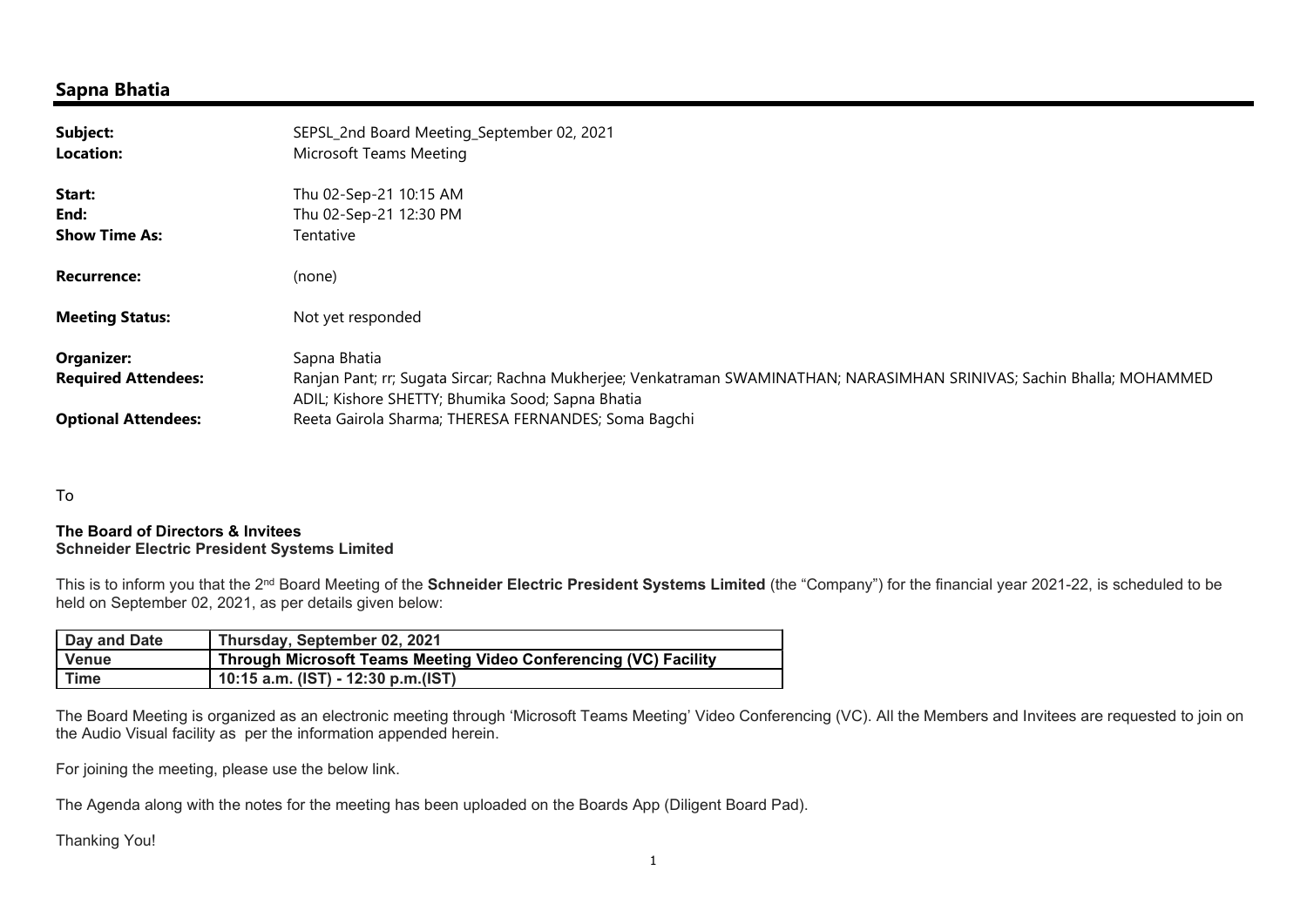## Sapna Bhatia

| | |
|---|---|
| **Subject:** | SEPSL_2nd Board Meeting_September 02, 2021 |
| **Location:** | Microsoft Teams Meeting |
| **Start:** | Thu 02-Sep-21 10:15 AM |
| **End:** | Thu 02-Sep-21 12:30 PM |
| **Show Time As:** | Tentative |
| **Recurrence:** | (none) |
| **Meeting Status:** | Not yet responded |
| **Organizer:** | Sapna Bhatia |
| **Required Attendees:** | Ranjan Pant; rr; Sugata Sircar; Rachna Mukherjee; Venkatraman SWAMINATHAN; NARASIMHAN SRINIVAS; Sachin Bhalla; MOHAMMED ADIL; Kishore SHETTY; Bhumika Sood; Sapna Bhatia |
| **Optional Attendees:** | Reeta Gairola Sharma; THERESA FERNANDES; Soma Bagchi |

To

**The Board of Directors & Invitees**
**Schneider Electric President Systems Limited**

This is to inform you that the 2nd Board Meeting of the **Schneider Electric President Systems Limited** (the "Company") for the financial year 2021-22, is scheduled to be held on September 02, 2021, as per details given below:

| Day and Date | Thursday, September 02, 2021 |
|---|---|
| Venue | Through Microsoft Teams Meeting Video Conferencing (VC) Facility |
| Time | 10:15 a.m. (IST) - 12:30 p.m.(IST) |

The Board Meeting is organized as an electronic meeting through 'Microsoft Teams Meeting' Video Conferencing (VC). All the Members and Invitees are requested to join on the Audio Visual facility as per the information appended herein.

For joining the meeting, please use the below link.

The Agenda along with the notes for the meeting has been uploaded on the Boards App (Diligent Board Pad).

Thanking You!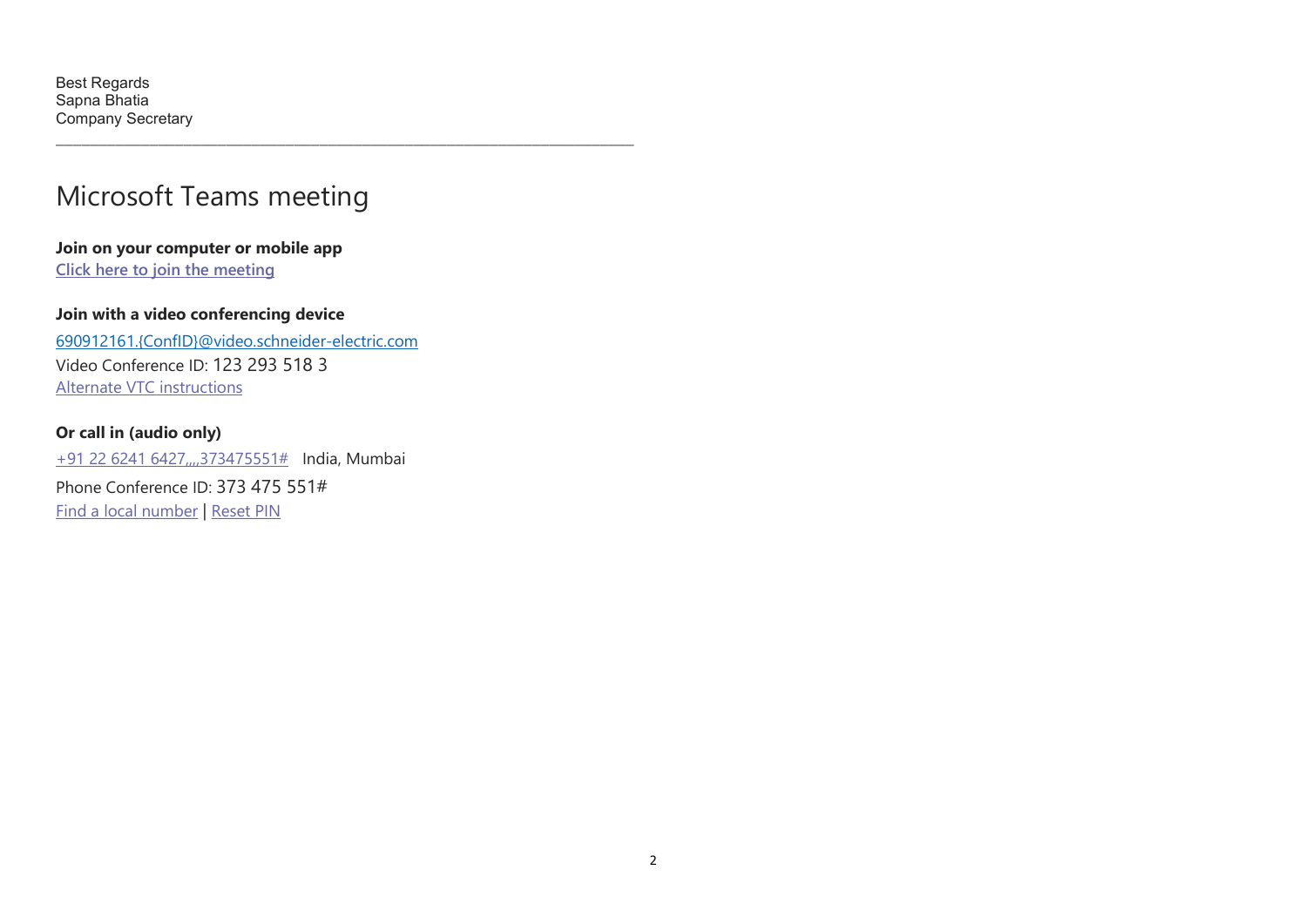Best Regards
Sapna Bhatia
Company Secretary

---

# Microsoft Teams meeting

**Join on your computer or mobile app**
Click here to join the meeting

**Join with a video conferencing device**
690912161.{ConfID}@video.schneider-electric.com
Video Conference ID: 123 293 518 3
Alternate VTC instructions

**Or call in (audio only)**
+91 22 6241 6427,,,,373475551#   India, Mumbai
Phone Conference ID: 373 475 551#
Find a local number | Reset PIN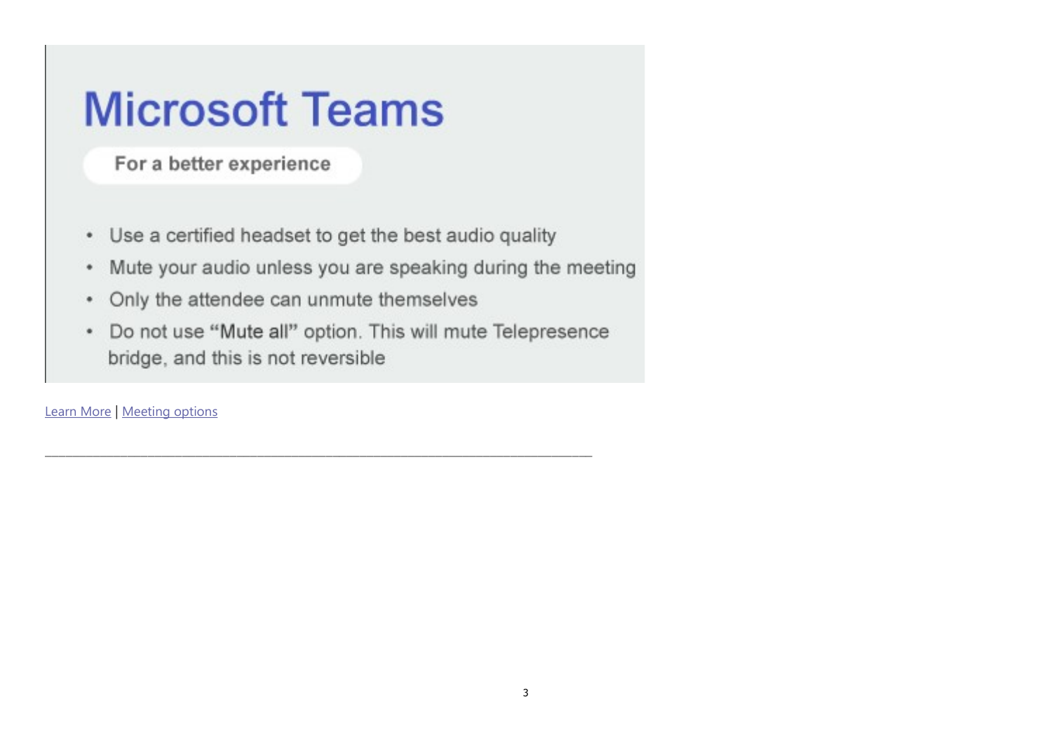# Microsoft Teams

**For a better experience**

- Use a certified headset to get the best audio quality
- Mute your audio unless you are speaking during the meeting
- Only the attendee can unmute themselves
- Do not use **"Mute all"** option. This will mute Telepresence bridge, and this is not reversible

Learn More | Meeting options

---